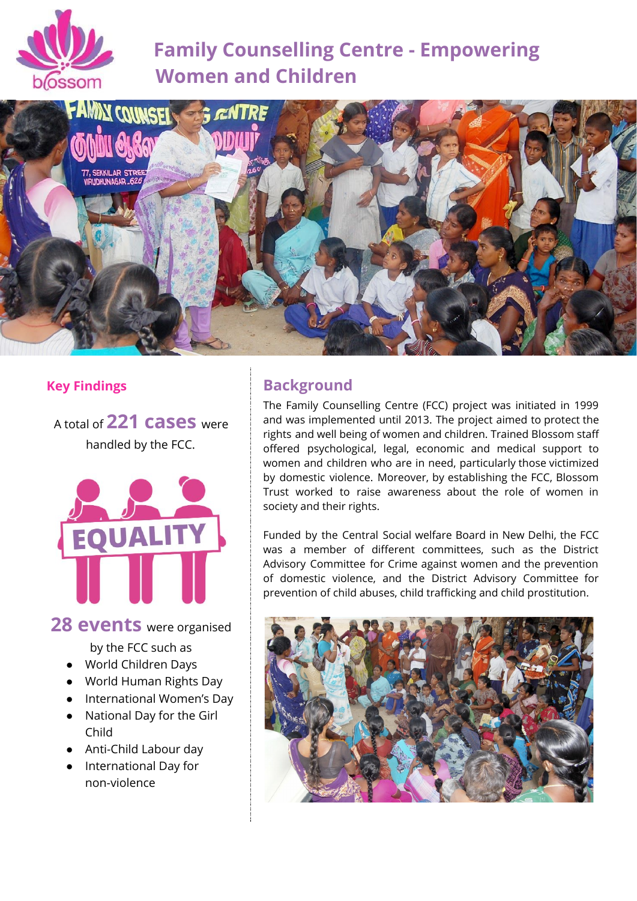# Family Counselling Centre - Empowering Women and Children

## Key Findings

A total of **221 cases** were handled by the FCC.

EQUALITY

**28 events** were organised by the FCC such as

- World Children Days
- World Human Rights Day
- International Women's Day
- National Day for the Girl Child
- Anti-Child Labour day
- International Day for non-violence

## Background

The Family Counselling Centre (FCC) project was initiated in 1999 and was implemented until 2013. The project aimed to protect the rights and well being of women and children. Trained Blossom staff offered psychological, legal, economic and medical support to women and children who are in need, particularly those victimized by domestic violence. Moreover, by establishing the FCC, Blossom Trust worked to raise awareness about the role of women in society and their rights.

Funded by the Central Social welfare Board in New Delhi, the FCC was a member of different committees, such as the District Advisory Committee for Crime against women and the prevention of domestic violence, and the District Advisory Committee for prevention of child abuses, child trafficking and child prostitution.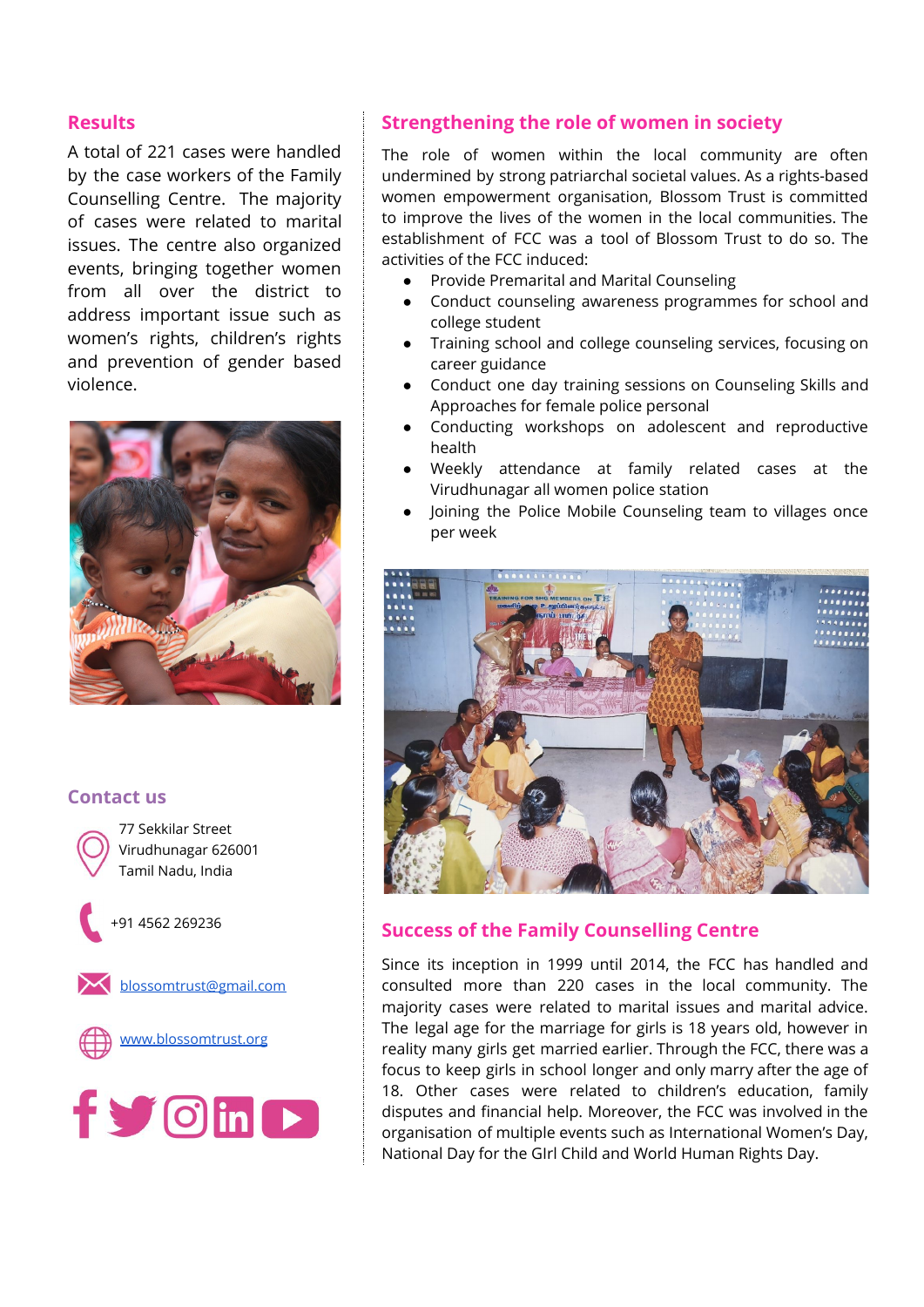## Results

A total of 221 cases were handled by the case workers of the Family Counselling Centre. The majority of cases were related to marital issues. The centre also organized events, bringing together women from all over the district to address important issue such as women's rights, children's rights and prevention of gender based violence.

## Contact us

77 Sekkilar Street
Virudhunagar 626001
Tamil Nadu, India

+91 4562 269236

blossomtrust@gmail.com

www.blossomtrust.org

## Strengthening the role of women in society

The role of women within the local community are often undermined by strong patriarchal societal values. As a rights-based women empowerment organisation, Blossom Trust is committed to improve the lives of the women in the local communities. The establishment of FCC was a tool of Blossom Trust to do so. The activities of the FCC induced:

- Provide Premarital and Marital Counseling
- Conduct counseling awareness programmes for school and college student
- Training school and college counseling services, focusing on career guidance
- Conduct one day training sessions on Counseling Skills and Approaches for female police personal
- Conducting workshops on adolescent and reproductive health
- Weekly attendance at family related cases at the Virudhunagar all women police station
- Joining the Police Mobile Counseling team to villages once per week

## Success of the Family Counselling Centre

Since its inception in 1999 until 2014, the FCC has handled and consulted more than 220 cases in the local community. The majority cases were related to marital issues and marital advice. The legal age for the marriage for girls is 18 years old, however in reality many girls get married earlier. Through the FCC, there was a focus to keep girls in school longer and only marry after the age of 18. Other cases were related to children's education, family disputes and financial help. Moreover, the FCC was involved in the organisation of multiple events such as International Women's Day, National Day for the GIrl Child and World Human Rights Day.